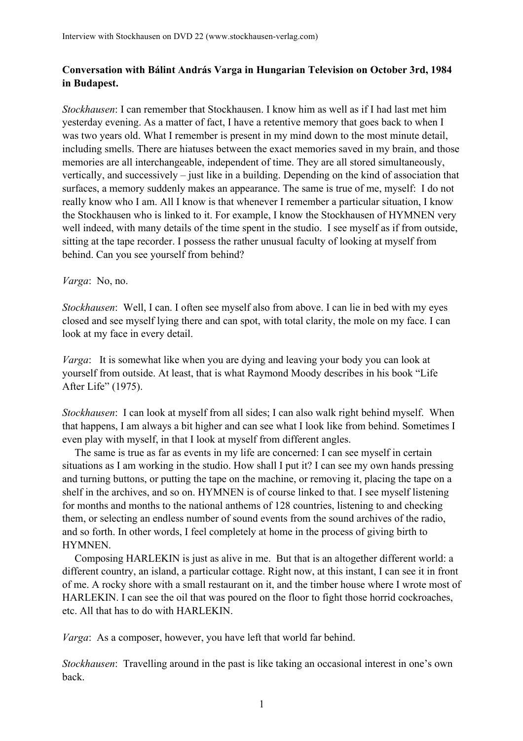**Conversation with Bálint András Varga in Hungarian Television on October 3rd, 1984 in Budapest.**

*Stockhausen*: I can remember that Stockhausen. I know him as well as if I had last met him yesterday evening. As a matter of fact, I have a retentive memory that goes back to when I was two years old. What I remember is present in my mind down to the most minute detail, including smells. There are hiatuses between the exact memories saved in my brain, and those memories are all interchangeable, independent of time. They are all stored simultaneously, vertically, and successively – just like in a building. Depending on the kind of association that surfaces, a memory suddenly makes an appearance. The same is true of me, myself: I do not really know who I am. All I know is that whenever I remember a particular situation, I know the Stockhausen who is linked to it. For example, I know the Stockhausen of HYMNEN very well indeed, with many details of the time spent in the studio. I see myself as if from outside, sitting at the tape recorder. I possess the rather unusual faculty of looking at myself from behind. Can you see yourself from behind?

*Varga*: No, no.

*Stockhausen*: Well, I can. I often see myself also from above. I can lie in bed with my eyes closed and see myself lying there and can spot, with total clarity, the mole on my face. I can look at my face in every detail.

*Varga*: It is somewhat like when you are dying and leaving your body you can look at yourself from outside. At least, that is what Raymond Moody describes in his book "Life After Life" (1975).

*Stockhausen*: I can look at myself from all sides; I can also walk right behind myself. When that happens, I am always a bit higher and can see what I look like from behind. Sometimes I even play with myself, in that I look at myself from different angles.

The same is true as far as events in my life are concerned: I can see myself in certain situations as I am working in the studio. How shall I put it? I can see my own hands pressing and turning buttons, or putting the tape on the machine, or removing it, placing the tape on a shelf in the archives, and so on. HYMNEN is of course linked to that. I see myself listening for months and months to the national anthems of 128 countries, listening to and checking them, or selecting an endless number of sound events from the sound archives of the radio, and so forth. In other words, I feel completely at home in the process of giving birth to HYMNEN.

Composing HARLEKIN is just as alive in me. But that is an altogether different world: a different country, an island, a particular cottage. Right now, at this instant, I can see it in front of me. A rocky shore with a small restaurant on it, and the timber house where I wrote most of HARLEKIN. I can see the oil that was poured on the floor to fight those horrid cockroaches, etc. All that has to do with HARLEKIN.

*Varga*: As a composer, however, you have left that world far behind.

*Stockhausen*: Travelling around in the past is like taking an occasional interest in one's own back.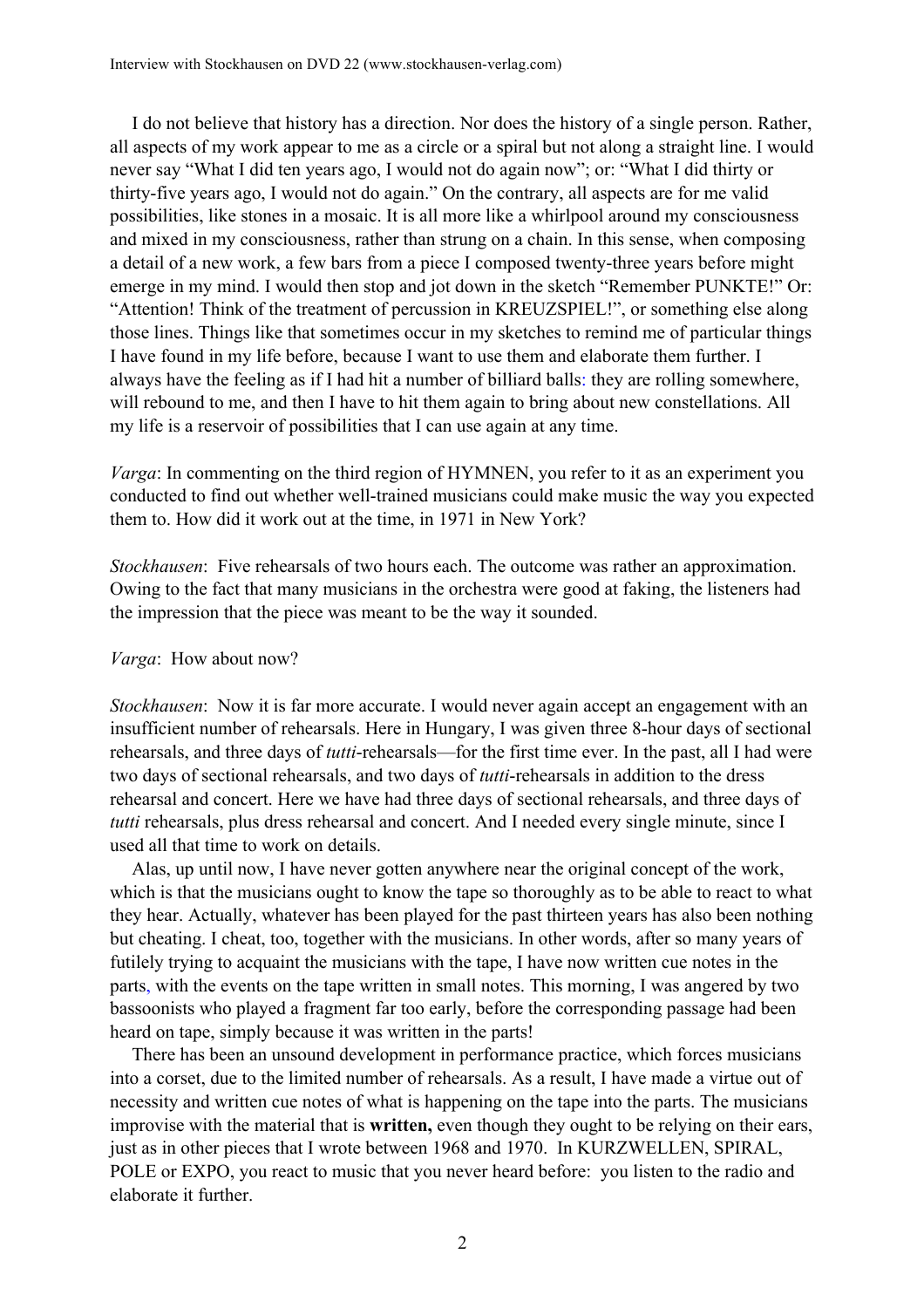I do not believe that history has a direction. Nor does the history of a single person. Rather, all aspects of my work appear to me as a circle or a spiral but not along a straight line. I would never say "What I did ten years ago, I would not do again now"; or: "What I did thirty or thirty-five years ago, I would not do again." On the contrary, all aspects are for me valid possibilities, like stones in a mosaic. It is all more like a whirlpool around my consciousness and mixed in my consciousness, rather than strung on a chain. In this sense, when composing a detail of a new work, a few bars from a piece I composed twenty-three years before might emerge in my mind. I would then stop and jot down in the sketch "Remember PUNKTE!" Or: "Attention! Think of the treatment of percussion in KREUZSPIEL!", or something else along those lines. Things like that sometimes occur in my sketches to remind me of particular things I have found in my life before, because I want to use them and elaborate them further. I always have the feeling as if I had hit a number of billiard balls: they are rolling somewhere, will rebound to me, and then I have to hit them again to bring about new constellations. All my life is a reservoir of possibilities that I can use again at any time.

*Varga*: In commenting on the third region of HYMNEN, you refer to it as an experiment you conducted to find out whether well-trained musicians could make music the way you expected them to. How did it work out at the time, in 1971 in New York?

*Stockhausen*: Five rehearsals of two hours each. The outcome was rather an approximation. Owing to the fact that many musicians in the orchestra were good at faking, the listeners had the impression that the piece was meant to be the way it sounded.

*Varga*: How about now?

*Stockhausen*: Now it is far more accurate. I would never again accept an engagement with an insufficient number of rehearsals. Here in Hungary, I was given three 8-hour days of sectional rehearsals, and three days of *tutti*-rehearsals—for the first time ever. In the past, all I had were two days of sectional rehearsals, and two days of *tutti*-rehearsals in addition to the dress rehearsal and concert. Here we have had three days of sectional rehearsals, and three days of *tutti* rehearsals, plus dress rehearsal and concert. And I needed every single minute, since I used all that time to work on details.

Alas, up until now, I have never gotten anywhere near the original concept of the work, which is that the musicians ought to know the tape so thoroughly as to be able to react to what they hear. Actually, whatever has been played for the past thirteen years has also been nothing but cheating. I cheat, too, together with the musicians. In other words, after so many years of futilely trying to acquaint the musicians with the tape, I have now written cue notes in the parts, with the events on the tape written in small notes. This morning, I was angered by two bassoonists who played a fragment far too early, before the corresponding passage had been heard on tape, simply because it was written in the parts!

There has been an unsound development in performance practice, which forces musicians into a corset, due to the limited number of rehearsals. As a result, I have made a virtue out of necessity and written cue notes of what is happening on the tape into the parts. The musicians improvise with the material that is **written,** even though they ought to be relying on their ears, just as in other pieces that I wrote between 1968 and 1970. In KURZWELLEN, SPIRAL, POLE or EXPO, you react to music that you never heard before: you listen to the radio and elaborate it further.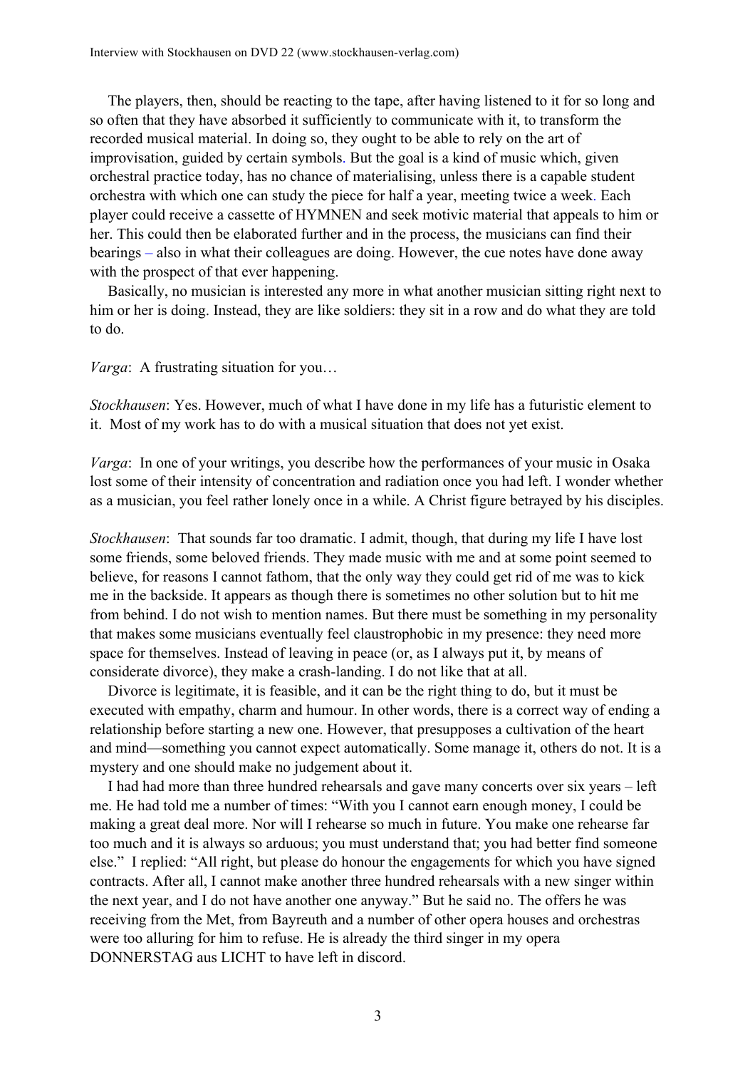The players, then, should be reacting to the tape, after having listened to it for so long and so often that they have absorbed it sufficiently to communicate with it, to transform the recorded musical material. In doing so, they ought to be able to rely on the art of improvisation, guided by certain symbols. But the goal is a kind of music which, given orchestral practice today, has no chance of materialising, unless there is a capable student orchestra with which one can study the piece for half a year, meeting twice a week. Each player could receive a cassette of HYMNEN and seek motivic material that appeals to him or her. This could then be elaborated further and in the process, the musicians can find their bearings – also in what their colleagues are doing. However, the cue notes have done away with the prospect of that ever happening.

Basically, no musician is interested any more in what another musician sitting right next to him or her is doing. Instead, they are like soldiers: they sit in a row and do what they are told to do.

*Varga*: A frustrating situation for you…

*Stockhausen*: Yes. However, much of what I have done in my life has a futuristic element to it. Most of my work has to do with a musical situation that does not yet exist.

*Varga*: In one of your writings, you describe how the performances of your music in Osaka lost some of their intensity of concentration and radiation once you had left. I wonder whether as a musician, you feel rather lonely once in a while. A Christ figure betrayed by his disciples.

*Stockhausen*: That sounds far too dramatic. I admit, though, that during my life I have lost some friends, some beloved friends. They made music with me and at some point seemed to believe, for reasons I cannot fathom, that the only way they could get rid of me was to kick me in the backside. It appears as though there is sometimes no other solution but to hit me from behind. I do not wish to mention names. But there must be something in my personality that makes some musicians eventually feel claustrophobic in my presence: they need more space for themselves. Instead of leaving in peace (or, as I always put it, by means of considerate divorce), they make a crash-landing. I do not like that at all.

Divorce is legitimate, it is feasible, and it can be the right thing to do, but it must be executed with empathy, charm and humour. In other words, there is a correct way of ending a relationship before starting a new one. However, that presupposes a cultivation of the heart and mind—something you cannot expect automatically. Some manage it, others do not. It is a mystery and one should make no judgement about it.

I had had more than three hundred rehearsals and gave many concerts over six years – left me. He had told me a number of times: "With you I cannot earn enough money, I could be making a great deal more. Nor will I rehearse so much in future. You make one rehearse far too much and it is always so arduous; you must understand that; you had better find someone else." I replied: "All right, but please do honour the engagements for which you have signed contracts. After all, I cannot make another three hundred rehearsals with a new singer within the next year, and I do not have another one anyway." But he said no. The offers he was receiving from the Met, from Bayreuth and a number of other opera houses and orchestras were too alluring for him to refuse. He is already the third singer in my opera DONNERSTAG aus LICHT to have left in discord.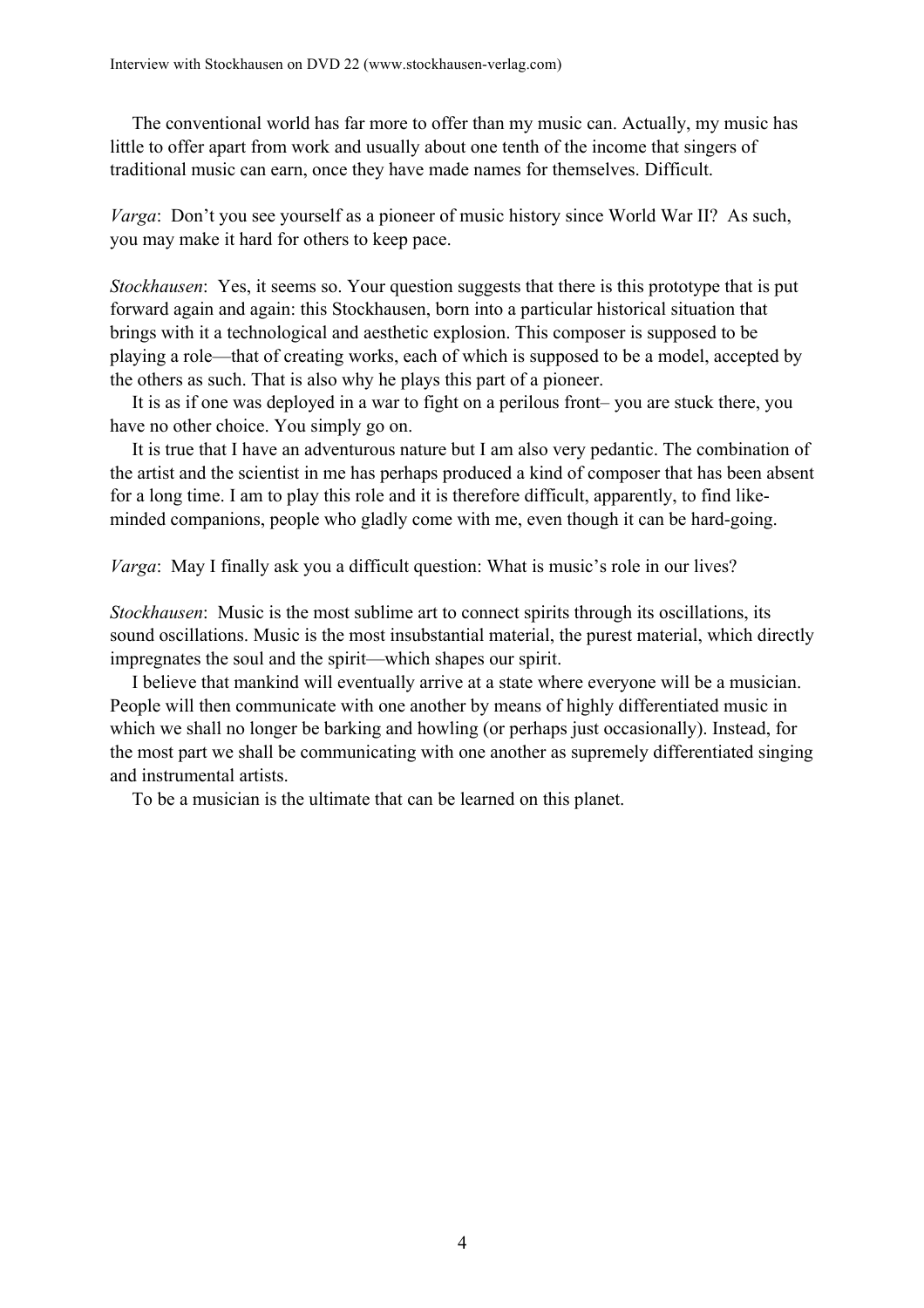The conventional world has far more to offer than my music can. Actually, my music has little to offer apart from work and usually about one tenth of the income that singers of traditional music can earn, once they have made names for themselves. Difficult.

*Varga*: Don't you see yourself as a pioneer of music history since World War II? As such, you may make it hard for others to keep pace.

*Stockhausen*: Yes, it seems so. Your question suggests that there is this prototype that is put forward again and again: this Stockhausen, born into a particular historical situation that brings with it a technological and aesthetic explosion. This composer is supposed to be playing a role—that of creating works, each of which is supposed to be a model, accepted by the others as such. That is also why he plays this part of a pioneer.

It is as if one was deployed in a war to fight on a perilous front– you are stuck there, you have no other choice. You simply go on.

It is true that I have an adventurous nature but I am also very pedantic. The combination of the artist and the scientist in me has perhaps produced a kind of composer that has been absent for a long time. I am to play this role and it is therefore difficult, apparently, to find like-minded companions, people who gladly come with me, even though it can be hard-going.

*Varga*: May I finally ask you a difficult question: What is music's role in our lives?

*Stockhausen*: Music is the most sublime art to connect spirits through its oscillations, its sound oscillations. Music is the most insubstantial material, the purest material, which directly impregnates the soul and the spirit—which shapes our spirit.

I believe that mankind will eventually arrive at a state where everyone will be a musician. People will then communicate with one another by means of highly differentiated music in which we shall no longer be barking and howling (or perhaps just occasionally). Instead, for the most part we shall be communicating with one another as supremely differentiated singing and instrumental artists.

To be a musician is the ultimate that can be learned on this planet.